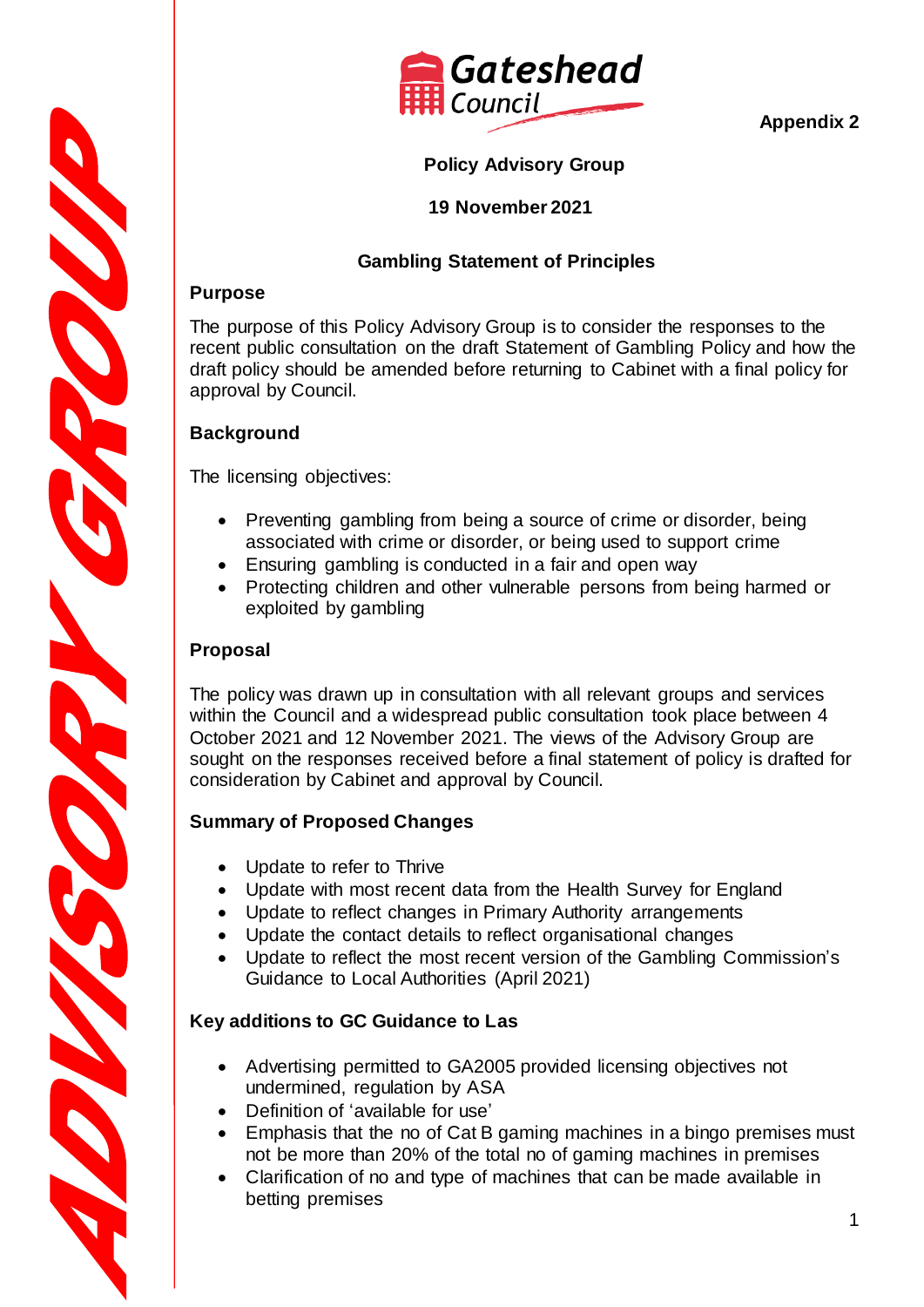Appendix 2

**Policy Advisory Group**

**19 November 2021**

# Gambling Statement of Principles

## Purpose

The purpose of this Policy Advisory Group is to consider the responses to the recent public consultation on the draft Statement of Gambling Policy and how the draft policy should be amended before returning to Cabinet with a final policy for approval by Council.

## Background

The licensing objectives:

- Preventing gambling from being a source of crime or disorder, being associated with crime or disorder, or being used to support crime
- Ensuring gambling is conducted in a fair and open way
- Protecting children and other vulnerable persons from being harmed or exploited by gambling

## Proposal

The policy was drawn up in consultation with all relevant groups and services within the Council and a widespread public consultation took place between 4 October 2021 and 12 November 2021. The views of the Advisory Group are sought on the responses received before a final statement of policy is drafted for consideration by Cabinet and approval by Council.

## Summary of Proposed Changes

- Update to refer to Thrive
- Update with most recent data from the Health Survey for England
- Update to reflect changes in Primary Authority arrangements
- Update the contact details to reflect organisational changes
- Update to reflect the most recent version of the Gambling Commission's Guidance to Local Authorities (April 2021)

## Key additions to GC Guidance to Las

- Advertising permitted to GA2005 provided licensing objectives not undermined, regulation by ASA
- Definition of 'available for use'
- Emphasis that the no of Cat B gaming machines in a bingo premises must not be more than 20% of the total no of gaming machines in premises
- Clarification of no and type of machines that can be made available in betting premises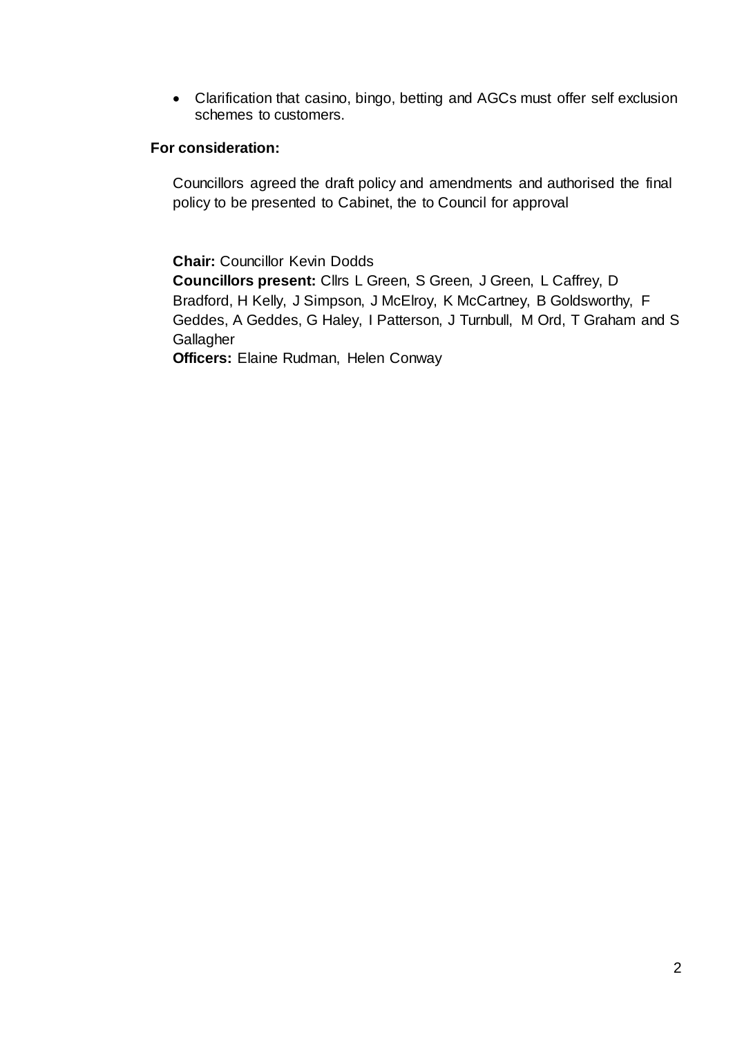- Clarification that casino, bingo, betting and AGCs must offer self exclusion schemes to customers.

**For consideration:**

Councillors agreed the draft policy and amendments and authorised the final policy to be presented to Cabinet, the to Council for approval

**Chair:** Councillor Kevin Dodds
**Councillors present:** Cllrs L Green, S Green, J Green, L Caffrey, D Bradford, H Kelly, J Simpson, J McElroy, K McCartney, B Goldsworthy, F Geddes, A Geddes, G Haley, I Patterson, J Turnbull, M Ord, T Graham and S Gallagher
**Officers:** Elaine Rudman, Helen Conway